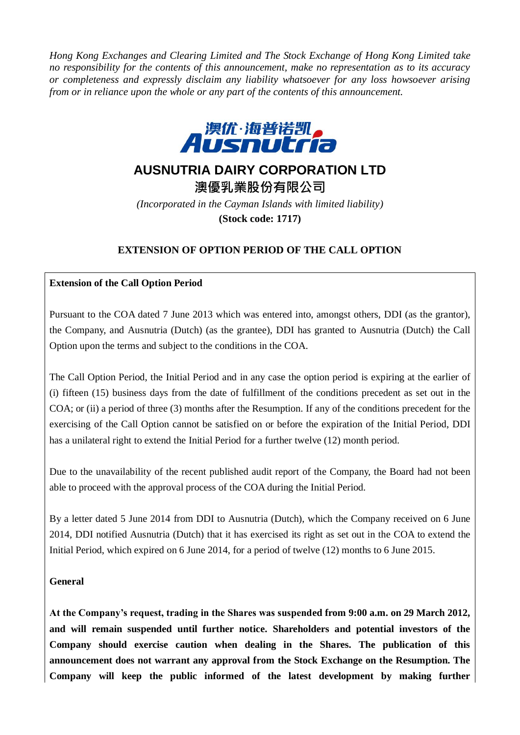*Hong Kong Exchanges and Clearing Limited and The Stock Exchange of Hong Kong Limited take no responsibility for the contents of this announcement, make no representation as to its accuracy or completeness and expressly disclaim any liability whatsoever for any loss howsoever arising from or in reliance upon the whole or any part of the contents of this announcement.*

# AUSNUTRIA DAIRY CORPORATION LTD
# 澳優乳業股份有限公司

*(Incorporated in the Cayman Islands with limited liability)*

**(Stock code: 1717)**

## EXTENSION OF OPTION PERIOD OF THE CALL OPTION

**Extension of the Call Option Period**

Pursuant to the COA dated 7 June 2013 which was entered into, amongst others, DDI (as the grantor), the Company, and Ausnutria (Dutch) (as the grantee), DDI has granted to Ausnutria (Dutch) the Call Option upon the terms and subject to the conditions in the COA.

The Call Option Period, the Initial Period and in any case the option period is expiring at the earlier of (i) fifteen (15) business days from the date of fulfillment of the conditions precedent as set out in the COA; or (ii) a period of three (3) months after the Resumption. If any of the conditions precedent for the exercising of the Call Option cannot be satisfied on or before the expiration of the Initial Period, DDI has a unilateral right to extend the Initial Period for a further twelve (12) month period.

Due to the unavailability of the recent published audit report of the Company, the Board had not been able to proceed with the approval process of the COA during the Initial Period.

By a letter dated 5 June 2014 from DDI to Ausnutria (Dutch), which the Company received on 6 June 2014, DDI notified Ausnutria (Dutch) that it has exercised its right as set out in the COA to extend the Initial Period, which expired on 6 June 2014, for a period of twelve (12) months to 6 June 2015.

**General**

**At the Company's request, trading in the Shares was suspended from 9:00 a.m. on 29 March 2012, and will remain suspended until further notice. Shareholders and potential investors of the Company should exercise caution when dealing in the Shares. The publication of this announcement does not warrant any approval from the Stock Exchange on the Resumption. The Company will keep the public informed of the latest development by making further**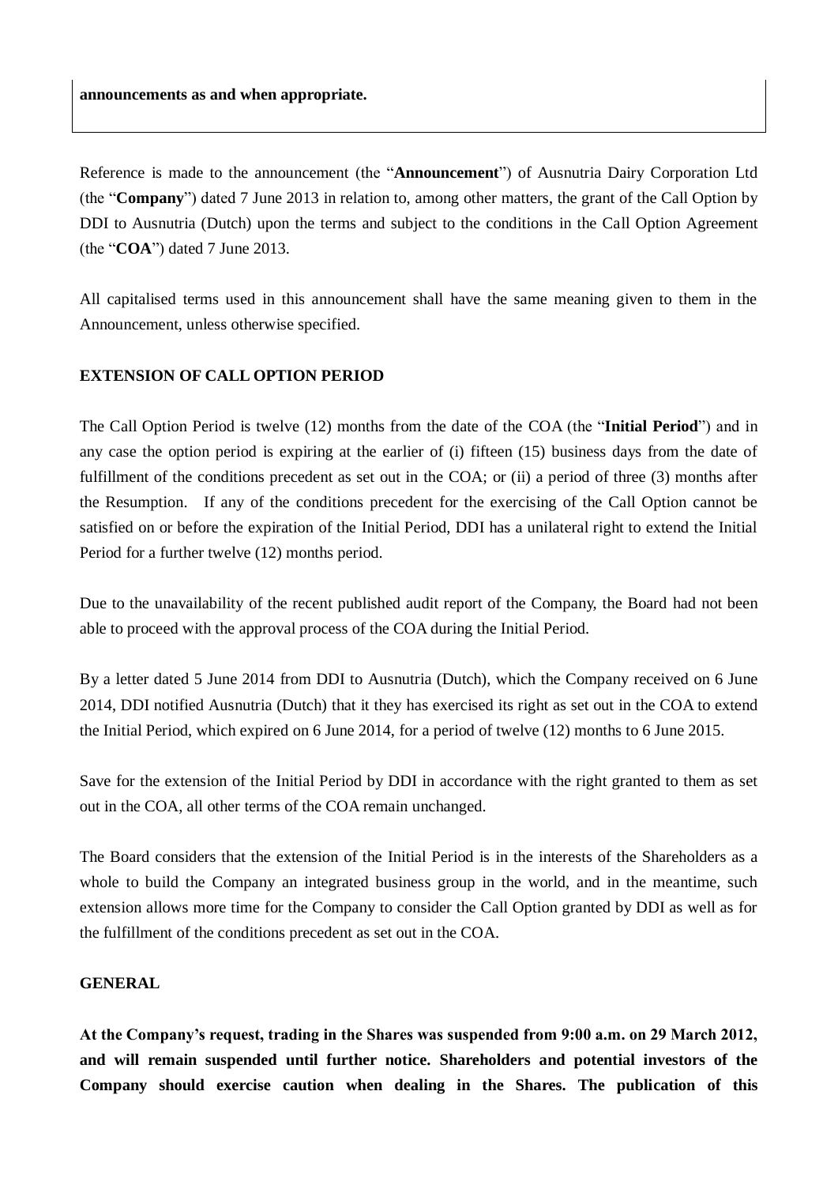**announcements as and when appropriate.**

Reference is made to the announcement (the "**Announcement**") of Ausnutria Dairy Corporation Ltd (the "**Company**") dated 7 June 2013 in relation to, among other matters, the grant of the Call Option by DDI to Ausnutria (Dutch) upon the terms and subject to the conditions in the Call Option Agreement (the "**COA**") dated 7 June 2013.

All capitalised terms used in this announcement shall have the same meaning given to them in the Announcement, unless otherwise specified.

**EXTENSION OF CALL OPTION PERIOD**

The Call Option Period is twelve (12) months from the date of the COA (the "**Initial Period**") and in any case the option period is expiring at the earlier of (i) fifteen (15) business days from the date of fulfillment of the conditions precedent as set out in the COA; or (ii) a period of three (3) months after the Resumption. If any of the conditions precedent for the exercising of the Call Option cannot be satisfied on or before the expiration of the Initial Period, DDI has a unilateral right to extend the Initial Period for a further twelve (12) months period.

Due to the unavailability of the recent published audit report of the Company, the Board had not been able to proceed with the approval process of the COA during the Initial Period.

By a letter dated 5 June 2014 from DDI to Ausnutria (Dutch), which the Company received on 6 June 2014, DDI notified Ausnutria (Dutch) that it they has exercised its right as set out in the COA to extend the Initial Period, which expired on 6 June 2014, for a period of twelve (12) months to 6 June 2015.

Save for the extension of the Initial Period by DDI in accordance with the right granted to them as set out in the COA, all other terms of the COA remain unchanged.

The Board considers that the extension of the Initial Period is in the interests of the Shareholders as a whole to build the Company an integrated business group in the world, and in the meantime, such extension allows more time for the Company to consider the Call Option granted by DDI as well as for the fulfillment of the conditions precedent as set out in the COA.

**GENERAL**

**At the Company's request, trading in the Shares was suspended from 9:00 a.m. on 29 March 2012, and will remain suspended until further notice. Shareholders and potential investors of the Company should exercise caution when dealing in the Shares. The publication of this**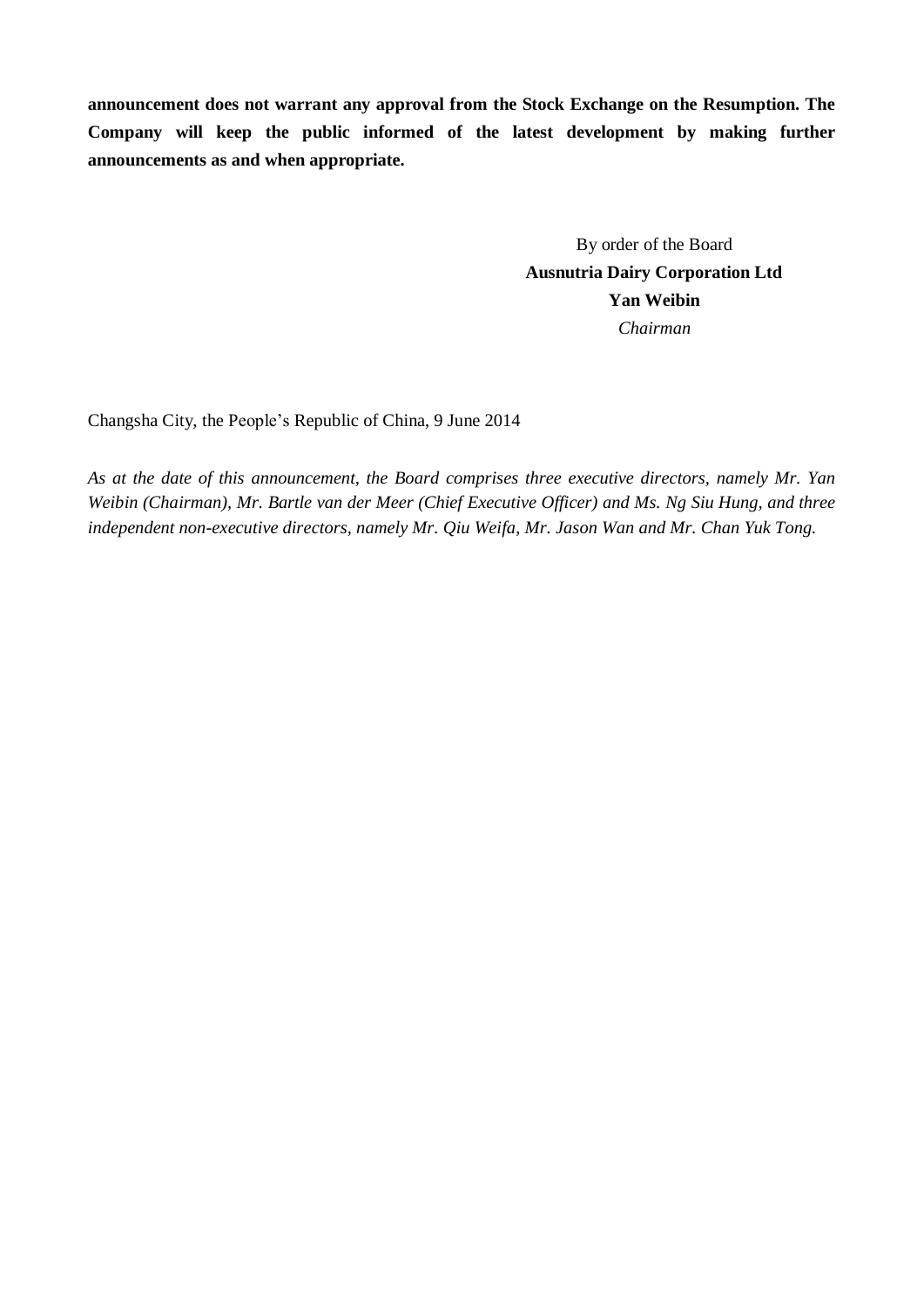**announcement does not warrant any approval from the Stock Exchange on the Resumption. The Company will keep the public informed of the latest development by making further announcements as and when appropriate.**

By order of the Board
**Ausnutria Dairy Corporation Ltd**
**Yan Weibin**
*Chairman*

Changsha City, the People's Republic of China, 9 June 2014

*As at the date of this announcement, the Board comprises three executive directors, namely Mr. Yan Weibin (Chairman), Mr. Bartle van der Meer (Chief Executive Officer) and Ms. Ng Siu Hung, and three independent non-executive directors, namely Mr. Qiu Weifa, Mr. Jason Wan and Mr. Chan Yuk Tong.*